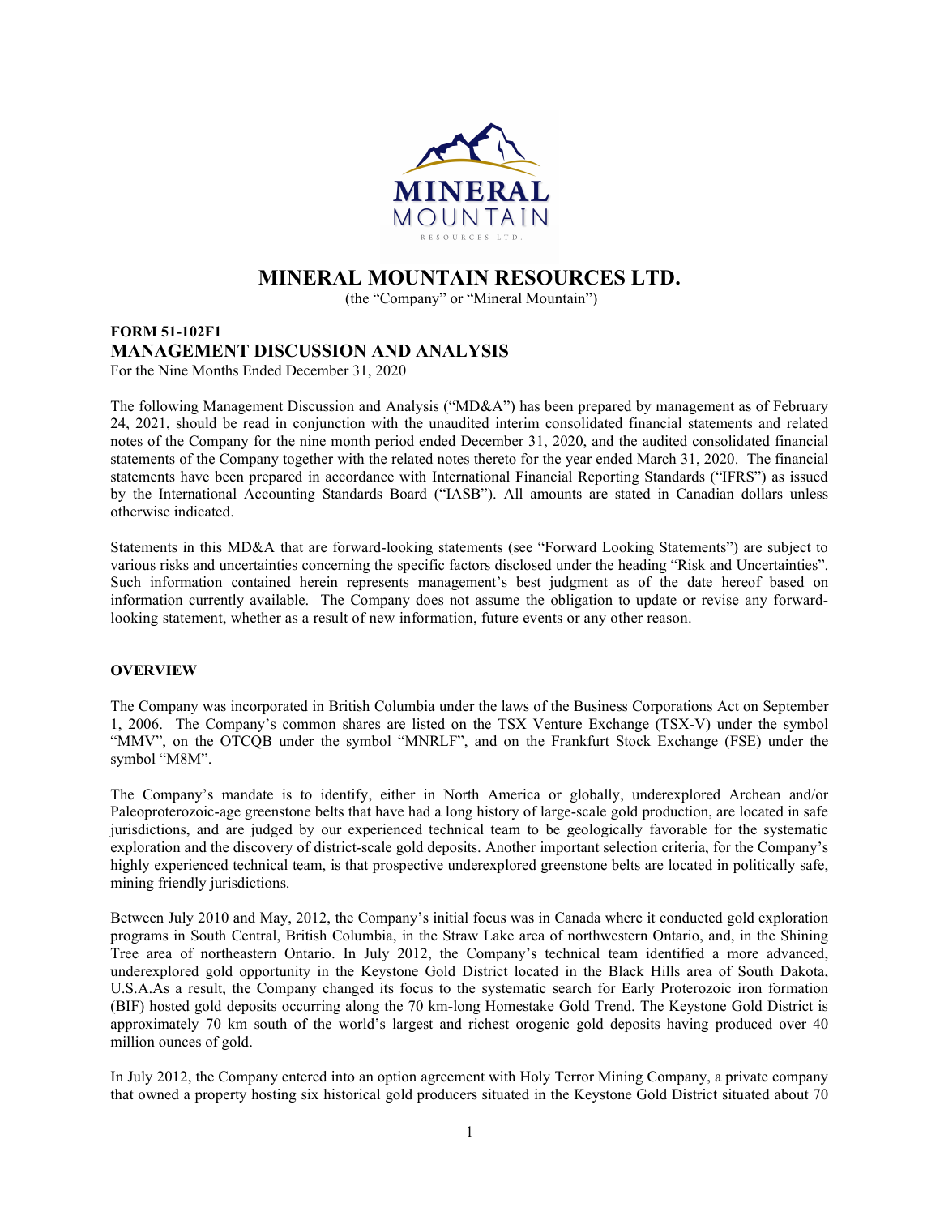# MINERAL MOUNTAIN RESOURCES LTD.

(the "Company" or "Mineral Mountain")

## FORM 51-102F1
## MANAGEMENT DISCUSSION AND ANALYSIS

For the Nine Months Ended December 31, 2020

The following Management Discussion and Analysis ("MD&A") has been prepared by management as of February 24, 2021, should be read in conjunction with the unaudited interim consolidated financial statements and related notes of the Company for the nine month period ended December 31, 2020, and the audited consolidated financial statements of the Company together with the related notes thereto for the year ended March 31, 2020. The financial statements have been prepared in accordance with International Financial Reporting Standards ("IFRS") as issued by the International Accounting Standards Board ("IASB"). All amounts are stated in Canadian dollars unless otherwise indicated.

Statements in this MD&A that are forward-looking statements (see "Forward Looking Statements") are subject to various risks and uncertainties concerning the specific factors disclosed under the heading "Risk and Uncertainties". Such information contained herein represents management's best judgment as of the date hereof based on information currently available. The Company does not assume the obligation to update or revise any forward-looking statement, whether as a result of new information, future events or any other reason.

### OVERVIEW

The Company was incorporated in British Columbia under the laws of the Business Corporations Act on September 1, 2006. The Company's common shares are listed on the TSX Venture Exchange (TSX-V) under the symbol "MMV", on the OTCQB under the symbol "MNRLF", and on the Frankfurt Stock Exchange (FSE) under the symbol "M8M".

The Company's mandate is to identify, either in North America or globally, underexplored Archean and/or Paleoproterozoic-age greenstone belts that have had a long history of large-scale gold production, are located in safe jurisdictions, and are judged by our experienced technical team to be geologically favorable for the systematic exploration and the discovery of district-scale gold deposits. Another important selection criteria, for the Company's highly experienced technical team, is that prospective underexplored greenstone belts are located in politically safe, mining friendly jurisdictions.

Between July 2010 and May, 2012, the Company's initial focus was in Canada where it conducted gold exploration programs in South Central, British Columbia, in the Straw Lake area of northwestern Ontario, and, in the Shining Tree area of northeastern Ontario. In July 2012, the Company's technical team identified a more advanced, underexplored gold opportunity in the Keystone Gold District located in the Black Hills area of South Dakota, U.S.A.As a result, the Company changed its focus to the systematic search for Early Proterozoic iron formation (BIF) hosted gold deposits occurring along the 70 km-long Homestake Gold Trend. The Keystone Gold District is approximately 70 km south of the world's largest and richest orogenic gold deposits having produced over 40 million ounces of gold.

In July 2012, the Company entered into an option agreement with Holy Terror Mining Company, a private company that owned a property hosting six historical gold producers situated in the Keystone Gold District situated about 70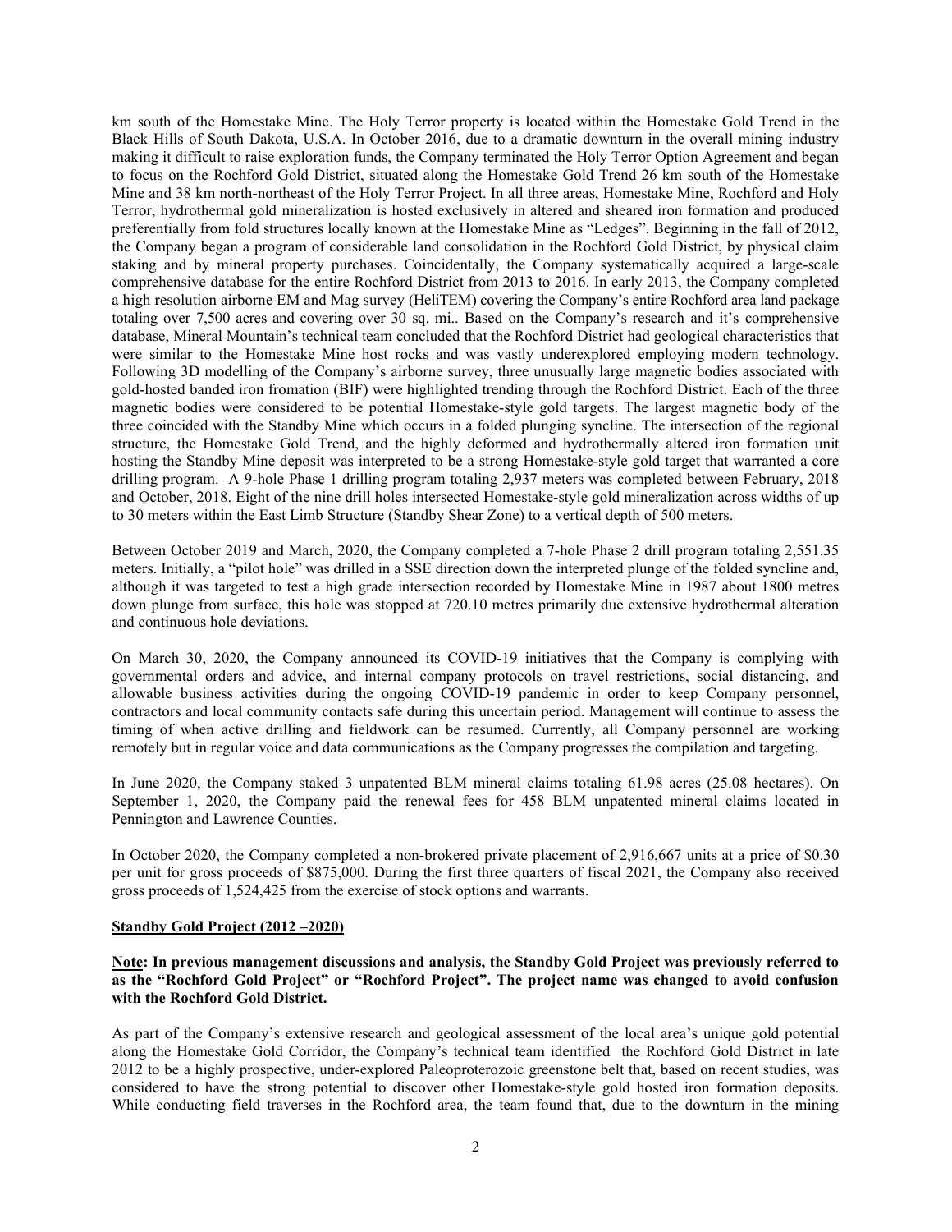km south of the Homestake Mine. The Holy Terror property is located within the Homestake Gold Trend in the Black Hills of South Dakota, U.S.A. In October 2016, due to a dramatic downturn in the overall mining industry making it difficult to raise exploration funds, the Company terminated the Holy Terror Option Agreement and began to focus on the Rochford Gold District, situated along the Homestake Gold Trend 26 km south of the Homestake Mine and 38 km north-northeast of the Holy Terror Project. In all three areas, Homestake Mine, Rochford and Holy Terror, hydrothermal gold mineralization is hosted exclusively in altered and sheared iron formation and produced preferentially from fold structures locally known at the Homestake Mine as "Ledges". Beginning in the fall of 2012, the Company began a program of considerable land consolidation in the Rochford Gold District, by physical claim staking and by mineral property purchases. Coincidentally, the Company systematically acquired a large-scale comprehensive database for the entire Rochford District from 2013 to 2016. In early 2013, the Company completed a high resolution airborne EM and Mag survey (HeliTEM) covering the Company's entire Rochford area land package totaling over 7,500 acres and covering over 30 sq. mi.. Based on the Company's research and it's comprehensive database, Mineral Mountain's technical team concluded that the Rochford District had geological characteristics that were similar to the Homestake Mine host rocks and was vastly underexplored employing modern technology. Following 3D modelling of the Company's airborne survey, three unusually large magnetic bodies associated with gold-hosted banded iron fromation (BIF) were highlighted trending through the Rochford District. Each of the three magnetic bodies were considered to be potential Homestake-style gold targets. The largest magnetic body of the three coincided with the Standby Mine which occurs in a folded plunging syncline. The intersection of the regional structure, the Homestake Gold Trend, and the highly deformed and hydrothermally altered iron formation unit hosting the Standby Mine deposit was interpreted to be a strong Homestake-style gold target that warranted a core drilling program. A 9-hole Phase 1 drilling program totaling 2,937 meters was completed between February, 2018 and October, 2018. Eight of the nine drill holes intersected Homestake-style gold mineralization across widths of up to 30 meters within the East Limb Structure (Standby Shear Zone) to a vertical depth of 500 meters.

Between October 2019 and March, 2020, the Company completed a 7-hole Phase 2 drill program totaling 2,551.35 meters. Initially, a "pilot hole" was drilled in a SSE direction down the interpreted plunge of the folded syncline and, although it was targeted to test a high grade intersection recorded by Homestake Mine in 1987 about 1800 metres down plunge from surface, this hole was stopped at 720.10 metres primarily due extensive hydrothermal alteration and continuous hole deviations.

On March 30, 2020, the Company announced its COVID-19 initiatives that the Company is complying with governmental orders and advice, and internal company protocols on travel restrictions, social distancing, and allowable business activities during the ongoing COVID-19 pandemic in order to keep Company personnel, contractors and local community contacts safe during this uncertain period. Management will continue to assess the timing of when active drilling and fieldwork can be resumed. Currently, all Company personnel are working remotely but in regular voice and data communications as the Company progresses the compilation and targeting.

In June 2020, the Company staked 3 unpatented BLM mineral claims totaling 61.98 acres (25.08 hectares). On September 1, 2020, the Company paid the renewal fees for 458 BLM unpatented mineral claims located in Pennington and Lawrence Counties.

In October 2020, the Company completed a non-brokered private placement of 2,916,667 units at a price of $0.30 per unit for gross proceeds of $875,000. During the first three quarters of fiscal 2021, the Company also received gross proceeds of 1,524,425 from the exercise of stock options and warrants.

**Standby Gold Project (2012 –2020)**

**Note: In previous management discussions and analysis, the Standby Gold Project was previously referred to as the "Rochford Gold Project" or "Rochford Project". The project name was changed to avoid confusion with the Rochford Gold District.**

As part of the Company's extensive research and geological assessment of the local area's unique gold potential along the Homestake Gold Corridor, the Company's technical team identified the Rochford Gold District in late 2012 to be a highly prospective, under-explored Paleoproterozoic greenstone belt that, based on recent studies, was considered to have the strong potential to discover other Homestake-style gold hosted iron formation deposits. While conducting field traverses in the Rochford area, the team found that, due to the downturn in the mining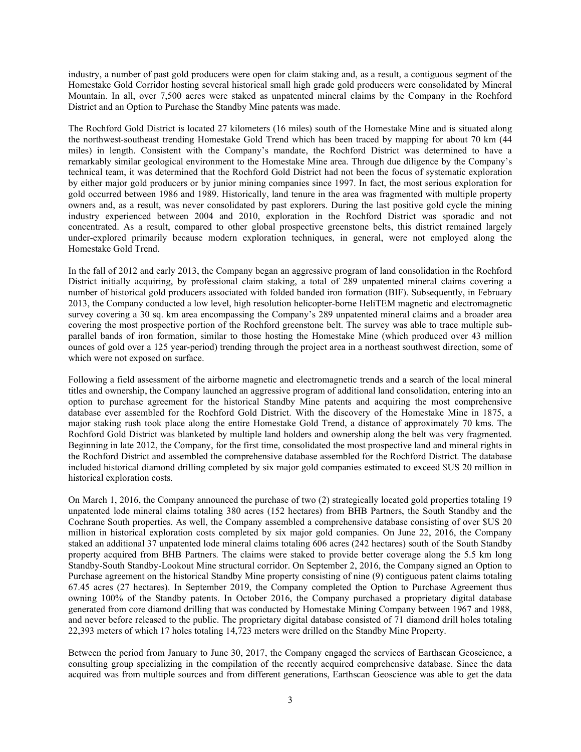industry, a number of past gold producers were open for claim staking and, as a result, a contiguous segment of the Homestake Gold Corridor hosting several historical small high grade gold producers were consolidated by Mineral Mountain. In all, over 7,500 acres were staked as unpatented mineral claims by the Company in the Rochford District and an Option to Purchase the Standby Mine patents was made.

The Rochford Gold District is located 27 kilometers (16 miles) south of the Homestake Mine and is situated along the northwest-southeast trending Homestake Gold Trend which has been traced by mapping for about 70 km (44 miles) in length. Consistent with the Company's mandate, the Rochford District was determined to have a remarkably similar geological environment to the Homestake Mine area. Through due diligence by the Company's technical team, it was determined that the Rochford Gold District had not been the focus of systematic exploration by either major gold producers or by junior mining companies since 1997. In fact, the most serious exploration for gold occurred between 1986 and 1989. Historically, land tenure in the area was fragmented with multiple property owners and, as a result, was never consolidated by past explorers. During the last positive gold cycle the mining industry experienced between 2004 and 2010, exploration in the Rochford District was sporadic and not concentrated. As a result, compared to other global prospective greenstone belts, this district remained largely under-explored primarily because modern exploration techniques, in general, were not employed along the Homestake Gold Trend.

In the fall of 2012 and early 2013, the Company began an aggressive program of land consolidation in the Rochford District initially acquiring, by professional claim staking, a total of 289 unpatented mineral claims covering a number of historical gold producers associated with folded banded iron formation (BIF). Subsequently, in February 2013, the Company conducted a low level, high resolution helicopter-borne HeliTEM magnetic and electromagnetic survey covering a 30 sq. km area encompassing the Company's 289 unpatented mineral claims and a broader area covering the most prospective portion of the Rochford greenstone belt. The survey was able to trace multiple sub-parallel bands of iron formation, similar to those hosting the Homestake Mine (which produced over 43 million ounces of gold over a 125 year-period) trending through the project area in a northeast southwest direction, some of which were not exposed on surface.

Following a field assessment of the airborne magnetic and electromagnetic trends and a search of the local mineral titles and ownership, the Company launched an aggressive program of additional land consolidation, entering into an option to purchase agreement for the historical Standby Mine patents and acquiring the most comprehensive database ever assembled for the Rochford Gold District. With the discovery of the Homestake Mine in 1875, a major staking rush took place along the entire Homestake Gold Trend, a distance of approximately 70 kms. The Rochford Gold District was blanketed by multiple land holders and ownership along the belt was very fragmented. Beginning in late 2012, the Company, for the first time, consolidated the most prospective land and mineral rights in the Rochford District and assembled the comprehensive database assembled for the Rochford District. The database included historical diamond drilling completed by six major gold companies estimated to exceed $US 20 million in historical exploration costs.

On March 1, 2016, the Company announced the purchase of two (2) strategically located gold properties totaling 19 unpatented lode mineral claims totaling 380 acres (152 hectares) from BHB Partners, the South Standby and the Cochrane South properties. As well, the Company assembled a comprehensive database consisting of over $US 20 million in historical exploration costs completed by six major gold companies. On June 22, 2016, the Company staked an additional 37 unpatented lode mineral claims totaling 606 acres (242 hectares) south of the South Standby property acquired from BHB Partners. The claims were staked to provide better coverage along the 5.5 km long Standby-South Standby-Lookout Mine structural corridor. On September 2, 2016, the Company signed an Option to Purchase agreement on the historical Standby Mine property consisting of nine (9) contiguous patent claims totaling 67.45 acres (27 hectares). In September 2019, the Company completed the Option to Purchase Agreement thus owning 100% of the Standby patents. In October 2016, the Company purchased a proprietary digital database generated from core diamond drilling that was conducted by Homestake Mining Company between 1967 and 1988, and never before released to the public. The proprietary digital database consisted of 71 diamond drill holes totaling 22,393 meters of which 17 holes totaling 14,723 meters were drilled on the Standby Mine Property.

Between the period from January to June 30, 2017, the Company engaged the services of Earthscan Geoscience, a consulting group specializing in the compilation of the recently acquired comprehensive database. Since the data acquired was from multiple sources and from different generations, Earthscan Geoscience was able to get the data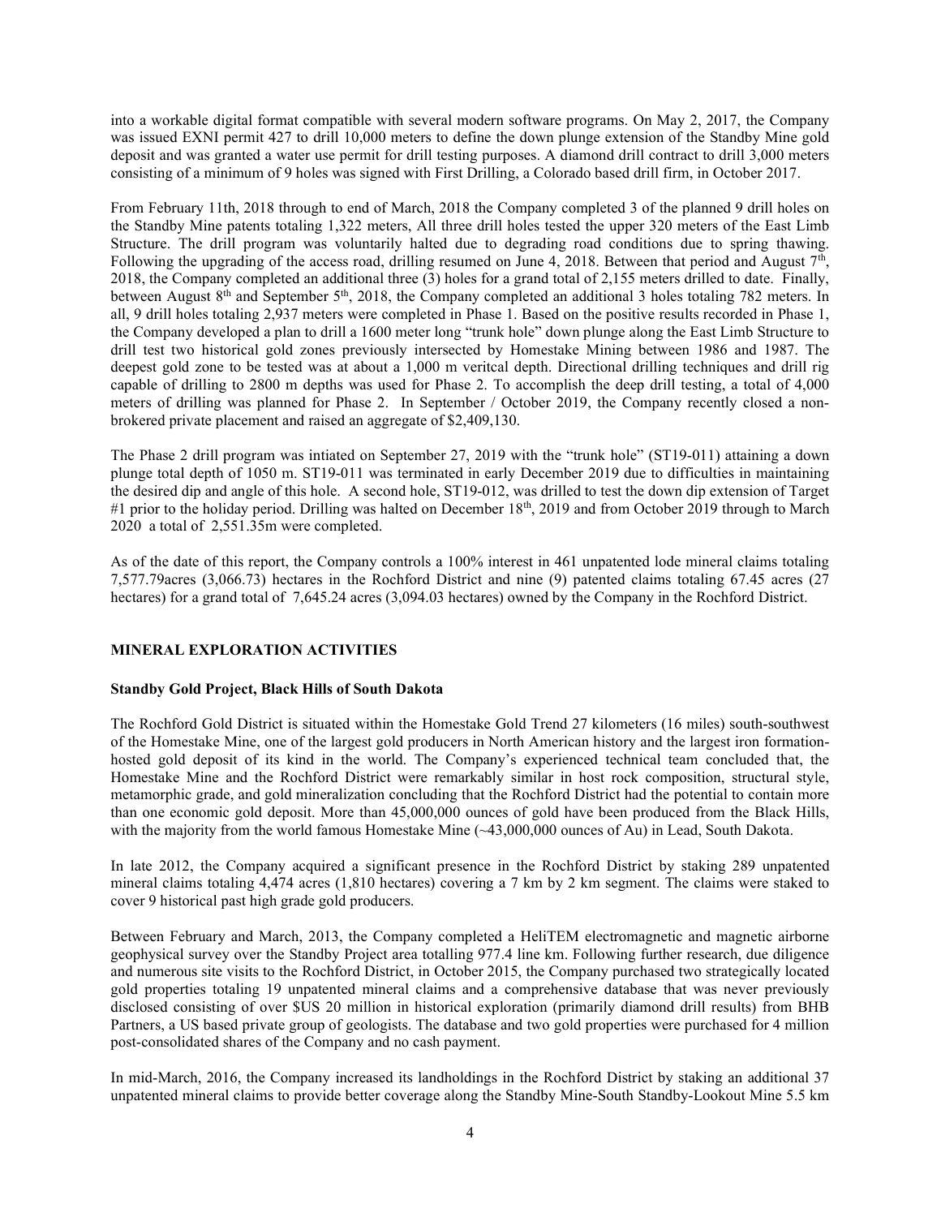into a workable digital format compatible with several modern software programs. On May 2, 2017, the Company was issued EXNI permit 427 to drill 10,000 meters to define the down plunge extension of the Standby Mine gold deposit and was granted a water use permit for drill testing purposes. A diamond drill contract to drill 3,000 meters consisting of a minimum of 9 holes was signed with First Drilling, a Colorado based drill firm, in October 2017.

From February 11th, 2018 through to end of March, 2018 the Company completed 3 of the planned 9 drill holes on the Standby Mine patents totaling 1,322 meters, All three drill holes tested the upper 320 meters of the East Limb Structure. The drill program was voluntarily halted due to degrading road conditions due to spring thawing. Following the upgrading of the access road, drilling resumed on June 4, 2018. Between that period and August 7th, 2018, the Company completed an additional three (3) holes for a grand total of 2,155 meters drilled to date. Finally, between August 8th and September 5th, 2018, the Company completed an additional 3 holes totaling 782 meters. In all, 9 drill holes totaling 2,937 meters were completed in Phase 1. Based on the positive results recorded in Phase 1, the Company developed a plan to drill a 1600 meter long "trunk hole" down plunge along the East Limb Structure to drill test two historical gold zones previously intersected by Homestake Mining between 1986 and 1987. The deepest gold zone to be tested was at about a 1,000 m veritcal depth. Directional drilling techniques and drill rig capable of drilling to 2800 m depths was used for Phase 2. To accomplish the deep drill testing, a total of 4,000 meters of drilling was planned for Phase 2. In September / October 2019, the Company recently closed a non-brokered private placement and raised an aggregate of $2,409,130.

The Phase 2 drill program was intiated on September 27, 2019 with the "trunk hole" (ST19-011) attaining a down plunge total depth of 1050 m. ST19-011 was terminated in early December 2019 due to difficulties in maintaining the desired dip and angle of this hole. A second hole, ST19-012, was drilled to test the down dip extension of Target #1 prior to the holiday period. Drilling was halted on December 18th, 2019 and from October 2019 through to March 2020 a total of 2,551.35m were completed.

As of the date of this report, the Company controls a 100% interest in 461 unpatented lode mineral claims totaling 7,577.79acres (3,066.73) hectares in the Rochford District and nine (9) patented claims totaling 67.45 acres (27 hectares) for a grand total of 7,645.24 acres (3,094.03 hectares) owned by the Company in the Rochford District.

## MINERAL EXPLORATION ACTIVITIES

### Standby Gold Project, Black Hills of South Dakota

The Rochford Gold District is situated within the Homestake Gold Trend 27 kilometers (16 miles) south-southwest of the Homestake Mine, one of the largest gold producers in North American history and the largest iron formation-hosted gold deposit of its kind in the world. The Company's experienced technical team concluded that, the Homestake Mine and the Rochford District were remarkably similar in host rock composition, structural style, metamorphic grade, and gold mineralization concluding that the Rochford District had the potential to contain more than one economic gold deposit. More than 45,000,000 ounces of gold have been produced from the Black Hills, with the majority from the world famous Homestake Mine (~43,000,000 ounces of Au) in Lead, South Dakota.

In late 2012, the Company acquired a significant presence in the Rochford District by staking 289 unpatented mineral claims totaling 4,474 acres (1,810 hectares) covering a 7 km by 2 km segment. The claims were staked to cover 9 historical past high grade gold producers.

Between February and March, 2013, the Company completed a HeliTEM electromagnetic and magnetic airborne geophysical survey over the Standby Project area totalling 977.4 line km. Following further research, due diligence and numerous site visits to the Rochford District, in October 2015, the Company purchased two strategically located gold properties totaling 19 unpatented mineral claims and a comprehensive database that was never previously disclosed consisting of over $US 20 million in historical exploration (primarily diamond drill results) from BHB Partners, a US based private group of geologists. The database and two gold properties were purchased for 4 million post-consolidated shares of the Company and no cash payment.

In mid-March, 2016, the Company increased its landholdings in the Rochford District by staking an additional 37 unpatented mineral claims to provide better coverage along the Standby Mine-South Standby-Lookout Mine 5.5 km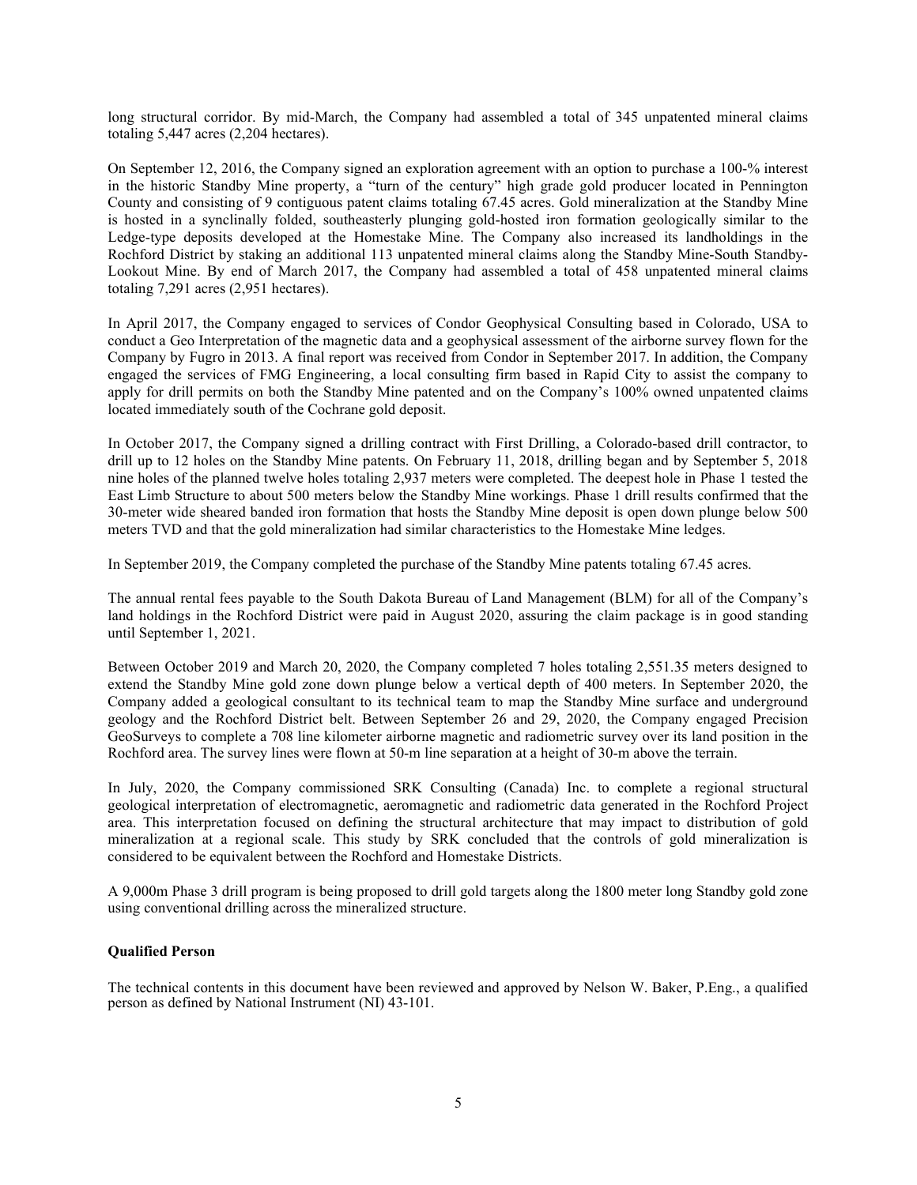long structural corridor. By mid-March, the Company had assembled a total of 345 unpatented mineral claims totaling 5,447 acres (2,204 hectares).

On September 12, 2016, the Company signed an exploration agreement with an option to purchase a 100-% interest in the historic Standby Mine property, a "turn of the century" high grade gold producer located in Pennington County and consisting of 9 contiguous patent claims totaling 67.45 acres. Gold mineralization at the Standby Mine is hosted in a synclinally folded, southeasterly plunging gold-hosted iron formation geologically similar to the Ledge-type deposits developed at the Homestake Mine. The Company also increased its landholdings in the Rochford District by staking an additional 113 unpatented mineral claims along the Standby Mine-South Standby-Lookout Mine. By end of March 2017, the Company had assembled a total of 458 unpatented mineral claims totaling 7,291 acres (2,951 hectares).

In April 2017, the Company engaged to services of Condor Geophysical Consulting based in Colorado, USA to conduct a Geo Interpretation of the magnetic data and a geophysical assessment of the airborne survey flown for the Company by Fugro in 2013. A final report was received from Condor in September 2017. In addition, the Company engaged the services of FMG Engineering, a local consulting firm based in Rapid City to assist the company to apply for drill permits on both the Standby Mine patented and on the Company's 100% owned unpatented claims located immediately south of the Cochrane gold deposit.

In October 2017, the Company signed a drilling contract with First Drilling, a Colorado-based drill contractor, to drill up to 12 holes on the Standby Mine patents. On February 11, 2018, drilling began and by September 5, 2018 nine holes of the planned twelve holes totaling 2,937 meters were completed. The deepest hole in Phase 1 tested the East Limb Structure to about 500 meters below the Standby Mine workings. Phase 1 drill results confirmed that the 30-meter wide sheared banded iron formation that hosts the Standby Mine deposit is open down plunge below 500 meters TVD and that the gold mineralization had similar characteristics to the Homestake Mine ledges.

In September 2019, the Company completed the purchase of the Standby Mine patents totaling 67.45 acres.

The annual rental fees payable to the South Dakota Bureau of Land Management (BLM) for all of the Company's land holdings in the Rochford District were paid in August 2020, assuring the claim package is in good standing until September 1, 2021.

Between October 2019 and March 20, 2020, the Company completed 7 holes totaling 2,551.35 meters designed to extend the Standby Mine gold zone down plunge below a vertical depth of 400 meters. In September 2020, the Company added a geological consultant to its technical team to map the Standby Mine surface and underground geology and the Rochford District belt. Between September 26 and 29, 2020, the Company engaged Precision GeoSurveys to complete a 708 line kilometer airborne magnetic and radiometric survey over its land position in the Rochford area. The survey lines were flown at 50-m line separation at a height of 30-m above the terrain.

In July, 2020, the Company commissioned SRK Consulting (Canada) Inc. to complete a regional structural geological interpretation of electromagnetic, aeromagnetic and radiometric data generated in the Rochford Project area. This interpretation focused on defining the structural architecture that may impact to distribution of gold mineralization at a regional scale. This study by SRK concluded that the controls of gold mineralization is considered to be equivalent between the Rochford and Homestake Districts.

A 9,000m Phase 3 drill program is being proposed to drill gold targets along the 1800 meter long Standby gold zone using conventional drilling across the mineralized structure.

**Qualified Person**

The technical contents in this document have been reviewed and approved by Nelson W. Baker, P.Eng., a qualified person as defined by National Instrument (NI) 43-101.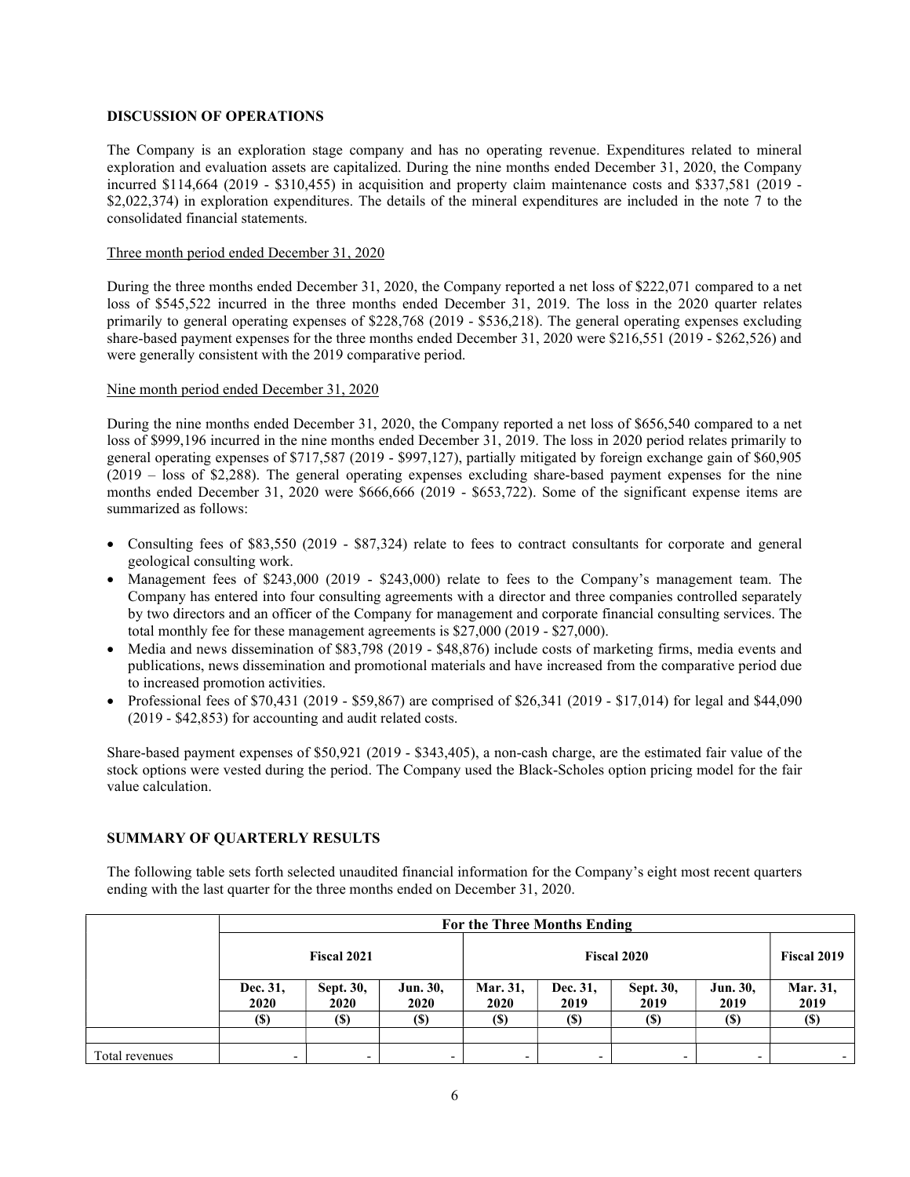## DISCUSSION OF OPERATIONS

The Company is an exploration stage company and has no operating revenue. Expenditures related to mineral exploration and evaluation assets are capitalized. During the nine months ended December 31, 2020, the Company incurred $114,664 (2019 - $310,455) in acquisition and property claim maintenance costs and $337,581 (2019 - $2,022,374) in exploration expenditures. The details of the mineral expenditures are included in the note 7 to the consolidated financial statements.

### Three month period ended December 31, 2020

During the three months ended December 31, 2020, the Company reported a net loss of $222,071 compared to a net loss of $545,522 incurred in the three months ended December 31, 2019. The loss in the 2020 quarter relates primarily to general operating expenses of $228,768 (2019 - $536,218). The general operating expenses excluding share-based payment expenses for the three months ended December 31, 2020 were $216,551 (2019 - $262,526) and were generally consistent with the 2019 comparative period.

### Nine month period ended December 31, 2020

During the nine months ended December 31, 2020, the Company reported a net loss of $656,540 compared to a net loss of $999,196 incurred in the nine months ended December 31, 2019. The loss in 2020 period relates primarily to general operating expenses of $717,587 (2019 - $997,127), partially mitigated by foreign exchange gain of $60,905 (2019 – loss of $2,288). The general operating expenses excluding share-based payment expenses for the nine months ended December 31, 2020 were $666,666 (2019 - $653,722). Some of the significant expense items are summarized as follows:

- Consulting fees of $83,550 (2019 - $87,324) relate to fees to contract consultants for corporate and general geological consulting work.
- Management fees of $243,000 (2019 - $243,000) relate to fees to the Company's management team. The Company has entered into four consulting agreements with a director and three companies controlled separately by two directors and an officer of the Company for management and corporate financial consulting services. The total monthly fee for these management agreements is $27,000 (2019 - $27,000).
- Media and news dissemination of $83,798 (2019 - $48,876) include costs of marketing firms, media events and publications, news dissemination and promotional materials and have increased from the comparative period due to increased promotion activities.
- Professional fees of $70,431 (2019 - $59,867) are comprised of $26,341 (2019 - $17,014) for legal and $44,090 (2019 - $42,853) for accounting and audit related costs.

Share-based payment expenses of $50,921 (2019 - $343,405), a non-cash charge, are the estimated fair value of the stock options were vested during the period. The Company used the Black-Scholes option pricing model for the fair value calculation.

## SUMMARY OF QUARTERLY RESULTS

The following table sets forth selected unaudited financial information for the Company's eight most recent quarters ending with the last quarter for the three months ended on December 31, 2020.

| | For the Three Months Ending | | | | | | | |
|---|---|---|---|---|---|---|---|---|
| | Fiscal 2021 | | | Fiscal 2020 | | | | Fiscal 2019 |
| | Dec. 31, 2020 | Sept. 30, 2020 | Jun. 30, 2020 | Mar. 31, 2020 | Dec. 31, 2019 | Sept. 30, 2019 | Jun. 30, 2019 | Mar. 31, 2019 |
| | ($) | ($) | ($) | ($) | ($) | ($) | ($) | ($) |
| | | | | | | | | |
| Total revenues | - | - | - | - | - | - | - | - |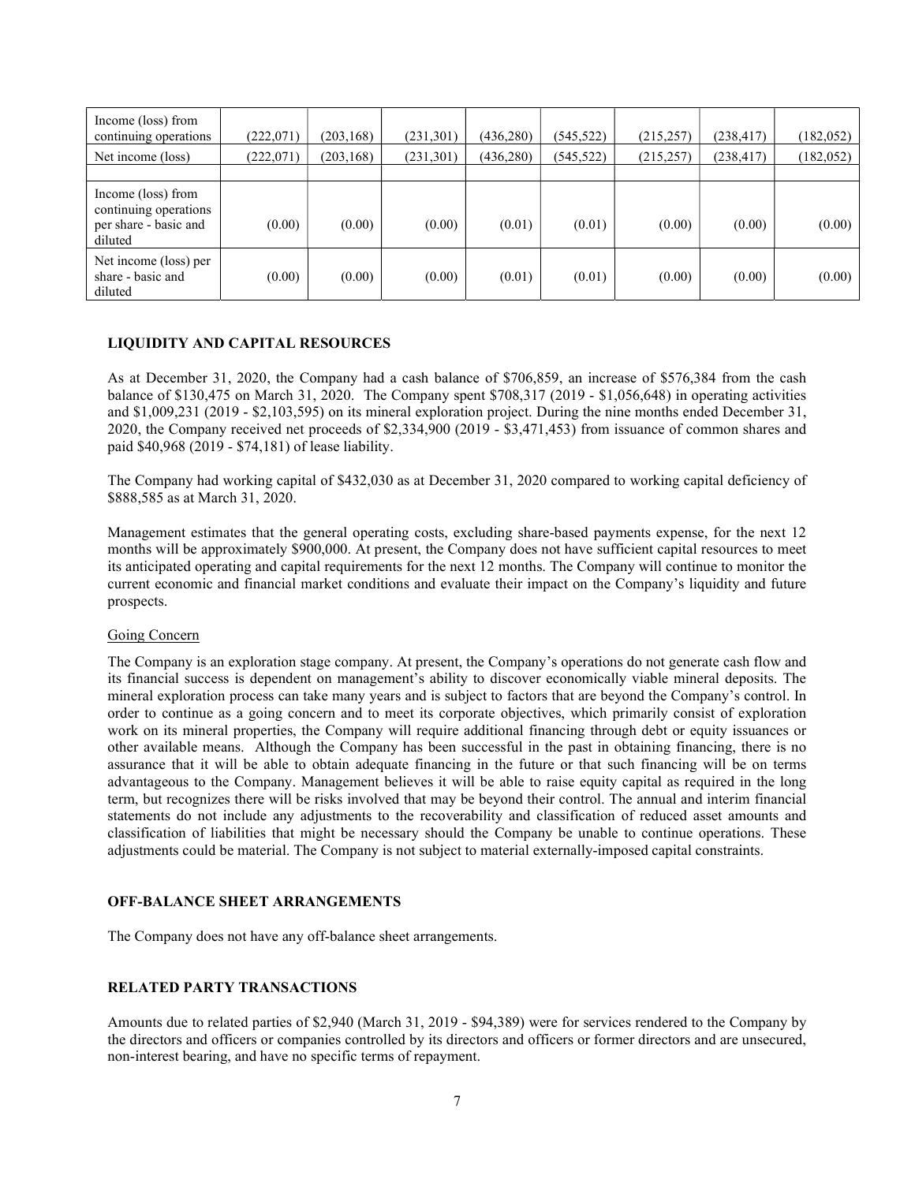| | | | | | | | | |
|---|---|---|---|---|---|---|---|---|
| Income (loss) from continuing operations | (222,071) | (203,168) | (231,301) | (436,280) | (545,522) | (215,257) | (238,417) | (182,052) |
| Net income (loss) | (222,071) | (203,168) | (231,301) | (436,280) | (545,522) | (215,257) | (238,417) | (182,052) |
| | | | | | | | | |
| Income (loss) from continuing operations per share - basic and diluted | (0.00) | (0.00) | (0.00) | (0.01) | (0.01) | (0.00) | (0.00) | (0.00) |
| Net income (loss) per share - basic and diluted | (0.00) | (0.00) | (0.00) | (0.01) | (0.01) | (0.00) | (0.00) | (0.00) |

## LIQUIDITY AND CAPITAL RESOURCES

As at December 31, 2020, the Company had a cash balance of $706,859, an increase of $576,384 from the cash balance of $130,475 on March 31, 2020. The Company spent $708,317 (2019 - $1,056,648) in operating activities and $1,009,231 (2019 - $2,103,595) on its mineral exploration project. During the nine months ended December 31, 2020, the Company received net proceeds of $2,334,900 (2019 - $3,471,453) from issuance of common shares and paid $40,968 (2019 - $74,181) of lease liability.

The Company had working capital of $432,030 as at December 31, 2020 compared to working capital deficiency of $888,585 as at March 31, 2020.

Management estimates that the general operating costs, excluding share-based payments expense, for the next 12 months will be approximately $900,000. At present, the Company does not have sufficient capital resources to meet its anticipated operating and capital requirements for the next 12 months. The Company will continue to monitor the current economic and financial market conditions and evaluate their impact on the Company's liquidity and future prospects.

### Going Concern

The Company is an exploration stage company. At present, the Company's operations do not generate cash flow and its financial success is dependent on management's ability to discover economically viable mineral deposits. The mineral exploration process can take many years and is subject to factors that are beyond the Company's control. In order to continue as a going concern and to meet its corporate objectives, which primarily consist of exploration work on its mineral properties, the Company will require additional financing through debt or equity issuances or other available means. Although the Company has been successful in the past in obtaining financing, there is no assurance that it will be able to obtain adequate financing in the future or that such financing will be on terms advantageous to the Company. Management believes it will be able to raise equity capital as required in the long term, but recognizes there will be risks involved that may be beyond their control. The annual and interim financial statements do not include any adjustments to the recoverability and classification of reduced asset amounts and classification of liabilities that might be necessary should the Company be unable to continue operations. These adjustments could be material. The Company is not subject to material externally-imposed capital constraints.

## OFF-BALANCE SHEET ARRANGEMENTS

The Company does not have any off-balance sheet arrangements.

## RELATED PARTY TRANSACTIONS

Amounts due to related parties of $2,940 (March 31, 2019 - $94,389) were for services rendered to the Company by the directors and officers or companies controlled by its directors and officers or former directors and are unsecured, non-interest bearing, and have no specific terms of repayment.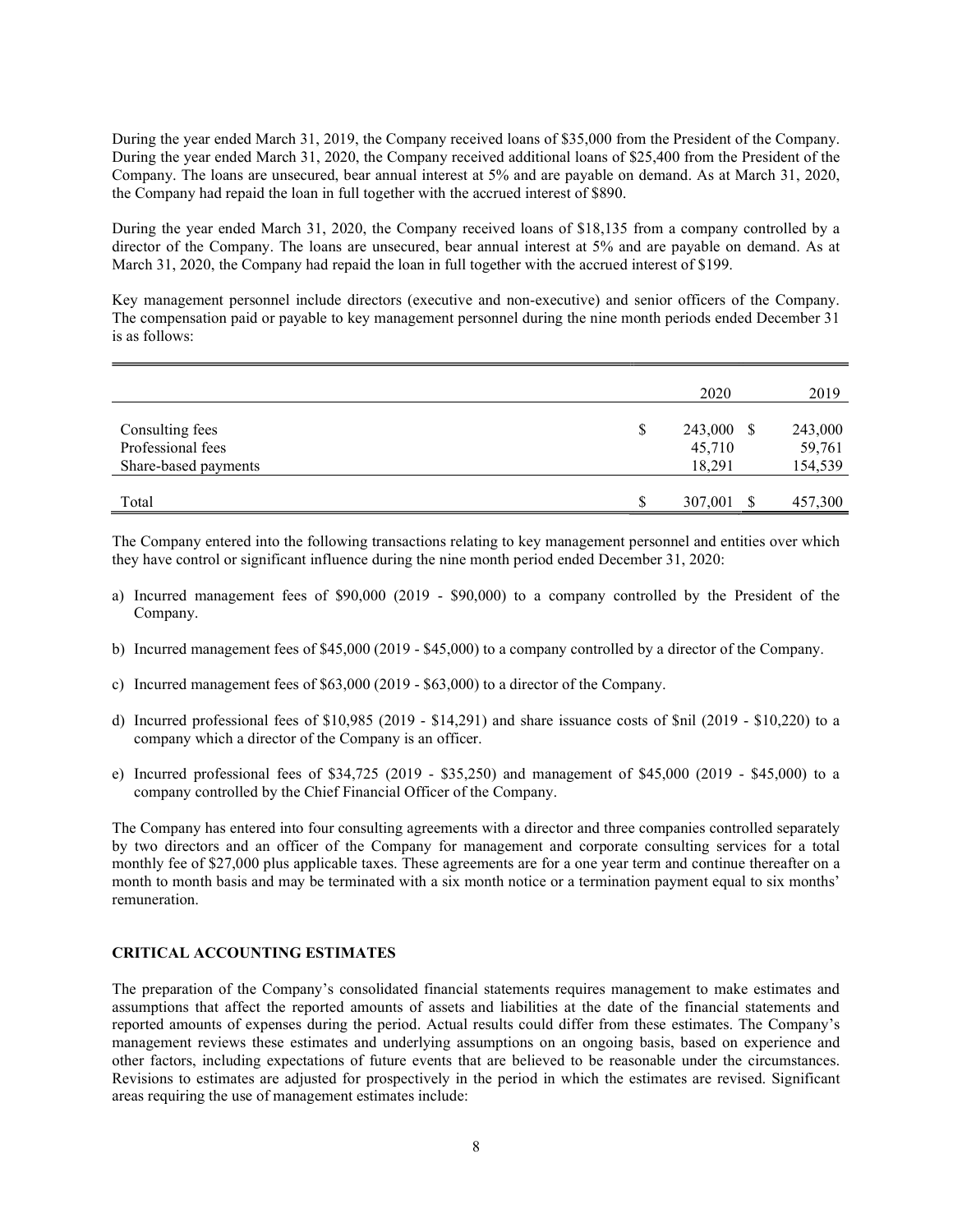During the year ended March 31, 2019, the Company received loans of $35,000 from the President of the Company. During the year ended March 31, 2020, the Company received additional loans of $25,400 from the President of the Company. The loans are unsecured, bear annual interest at 5% and are payable on demand. As at March 31, 2020, the Company had repaid the loan in full together with the accrued interest of $890.

During the year ended March 31, 2020, the Company received loans of $18,135 from a company controlled by a director of the Company. The loans are unsecured, bear annual interest at 5% and are payable on demand. As at March 31, 2020, the Company had repaid the loan in full together with the accrued interest of $199.

Key management personnel include directors (executive and non-executive) and senior officers of the Company. The compensation paid or payable to key management personnel during the nine month periods ended December 31 is as follows:

| | 2020 | 2019 |
|---|---|---|
| Consulting fees | $ 243,000 | $ 243,000 |
| Professional fees | 45,710 | 59,761 |
| Share-based payments | 18,291 | 154,539 |
| Total | $ 307,001 | $ 457,300 |

The Company entered into the following transactions relating to key management personnel and entities over which they have control or significant influence during the nine month period ended December 31, 2020:

a) Incurred management fees of $90,000 (2019 - $90,000) to a company controlled by the President of the Company.

b) Incurred management fees of $45,000 (2019 - $45,000) to a company controlled by a director of the Company.

c) Incurred management fees of $63,000 (2019 - $63,000) to a director of the Company.

d) Incurred professional fees of $10,985 (2019 - $14,291) and share issuance costs of $nil (2019 - $10,220) to a company which a director of the Company is an officer.

e) Incurred professional fees of $34,725 (2019 - $35,250) and management of $45,000 (2019 - $45,000) to a company controlled by the Chief Financial Officer of the Company.

The Company has entered into four consulting agreements with a director and three companies controlled separately by two directors and an officer of the Company for management and corporate consulting services for a total monthly fee of $27,000 plus applicable taxes. These agreements are for a one year term and continue thereafter on a month to month basis and may be terminated with a six month notice or a termination payment equal to six months' remuneration.

## CRITICAL ACCOUNTING ESTIMATES

The preparation of the Company's consolidated financial statements requires management to make estimates and assumptions that affect the reported amounts of assets and liabilities at the date of the financial statements and reported amounts of expenses during the period. Actual results could differ from these estimates. The Company's management reviews these estimates and underlying assumptions on an ongoing basis, based on experience and other factors, including expectations of future events that are believed to be reasonable under the circumstances. Revisions to estimates are adjusted for prospectively in the period in which the estimates are revised. Significant areas requiring the use of management estimates include: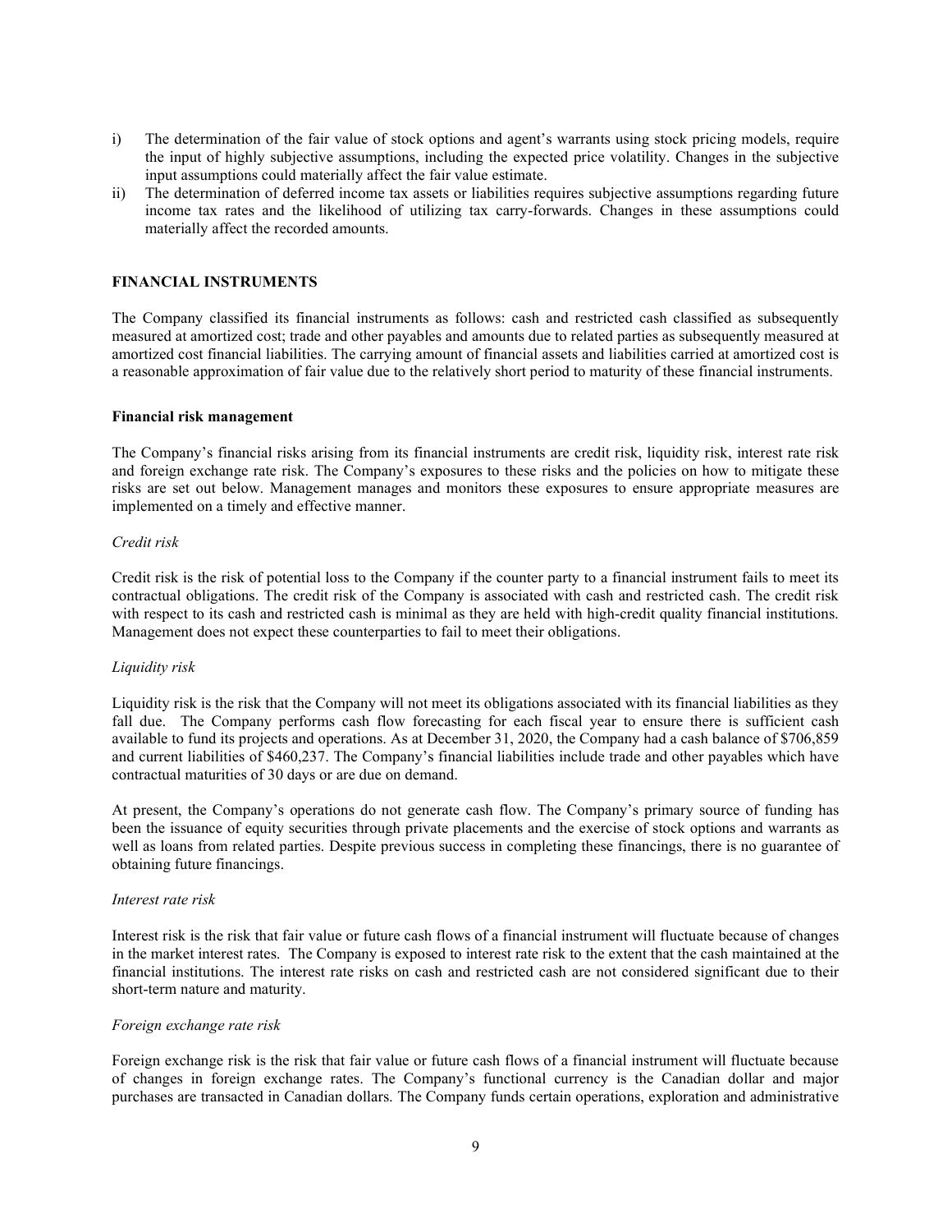i) The determination of the fair value of stock options and agent's warrants using stock pricing models, require the input of highly subjective assumptions, including the expected price volatility. Changes in the subjective input assumptions could materially affect the fair value estimate.
ii) The determination of deferred income tax assets or liabilities requires subjective assumptions regarding future income tax rates and the likelihood of utilizing tax carry-forwards. Changes in these assumptions could materially affect the recorded amounts.

## FINANCIAL INSTRUMENTS

The Company classified its financial instruments as follows: cash and restricted cash classified as subsequently measured at amortized cost; trade and other payables and amounts due to related parties as subsequently measured at amortized cost financial liabilities. The carrying amount of financial assets and liabilities carried at amortized cost is a reasonable approximation of fair value due to the relatively short period to maturity of these financial instruments.

### Financial risk management

The Company's financial risks arising from its financial instruments are credit risk, liquidity risk, interest rate risk and foreign exchange rate risk. The Company's exposures to these risks and the policies on how to mitigate these risks are set out below. Management manages and monitors these exposures to ensure appropriate measures are implemented on a timely and effective manner.

*Credit risk*

Credit risk is the risk of potential loss to the Company if the counter party to a financial instrument fails to meet its contractual obligations. The credit risk of the Company is associated with cash and restricted cash. The credit risk with respect to its cash and restricted cash is minimal as they are held with high-credit quality financial institutions. Management does not expect these counterparties to fail to meet their obligations.

*Liquidity risk*

Liquidity risk is the risk that the Company will not meet its obligations associated with its financial liabilities as they fall due. The Company performs cash flow forecasting for each fiscal year to ensure there is sufficient cash available to fund its projects and operations. As at December 31, 2020, the Company had a cash balance of $706,859 and current liabilities of $460,237. The Company's financial liabilities include trade and other payables which have contractual maturities of 30 days or are due on demand.

At present, the Company's operations do not generate cash flow. The Company's primary source of funding has been the issuance of equity securities through private placements and the exercise of stock options and warrants as well as loans from related parties. Despite previous success in completing these financings, there is no guarantee of obtaining future financings.

*Interest rate risk*

Interest risk is the risk that fair value or future cash flows of a financial instrument will fluctuate because of changes in the market interest rates. The Company is exposed to interest rate risk to the extent that the cash maintained at the financial institutions. The interest rate risks on cash and restricted cash are not considered significant due to their short-term nature and maturity.

*Foreign exchange rate risk*

Foreign exchange risk is the risk that fair value or future cash flows of a financial instrument will fluctuate because of changes in foreign exchange rates. The Company's functional currency is the Canadian dollar and major purchases are transacted in Canadian dollars. The Company funds certain operations, exploration and administrative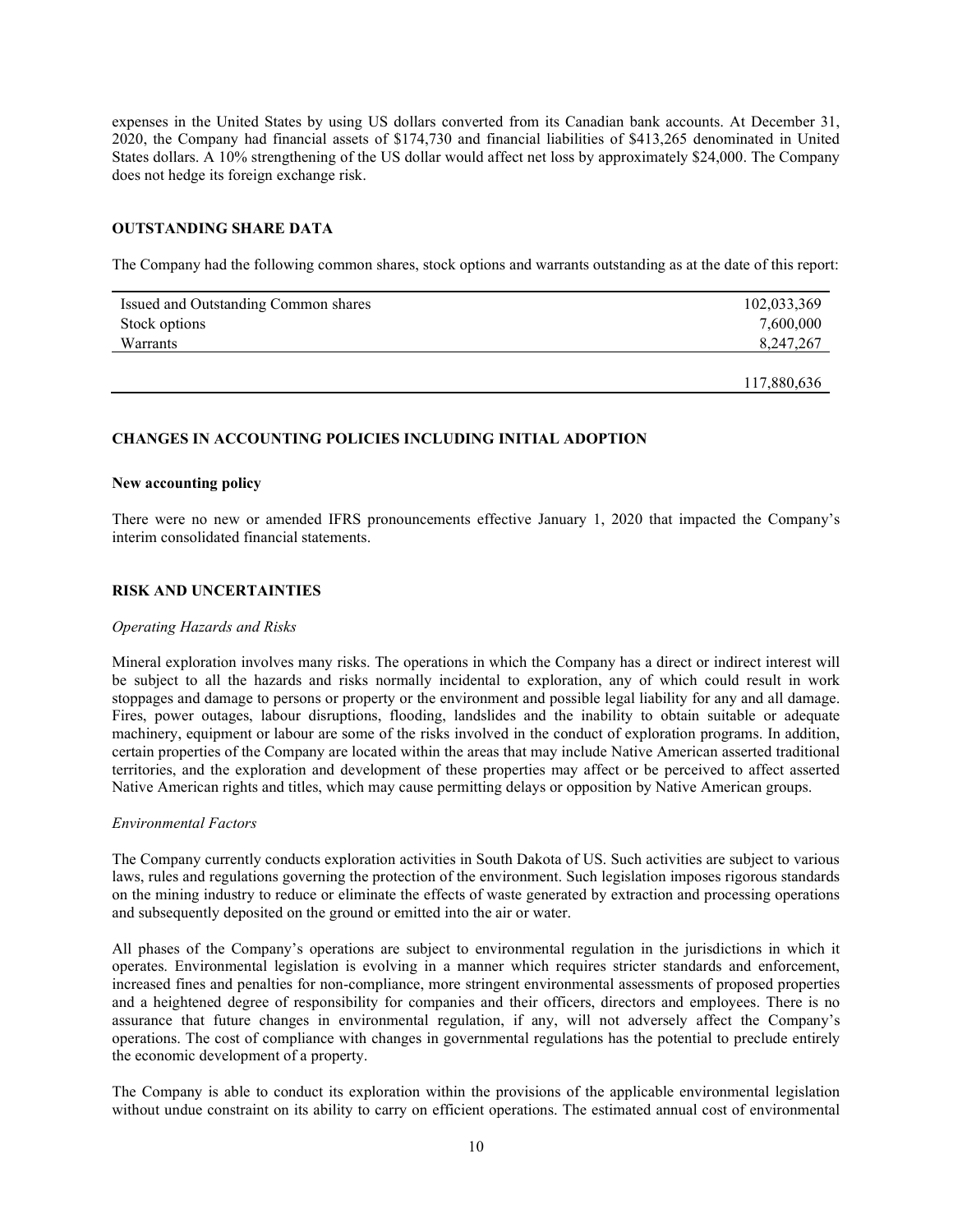expenses in the United States by using US dollars converted from its Canadian bank accounts. At December 31, 2020, the Company had financial assets of $174,730 and financial liabilities of $413,265 denominated in United States dollars. A 10% strengthening of the US dollar would affect net loss by approximately $24,000. The Company does not hedge its foreign exchange risk.

## OUTSTANDING SHARE DATA

The Company had the following common shares, stock options and warrants outstanding as at the date of this report:

| | |
|---|---:|
| Issued and Outstanding Common shares | 102,033,369 |
| Stock options | 7,600,000 |
| Warrants | 8,247,267 |
| | 117,880,636 |

## CHANGES IN ACCOUNTING POLICIES INCLUDING INITIAL ADOPTION

### New accounting policy

There were no new or amended IFRS pronouncements effective January 1, 2020 that impacted the Company's interim consolidated financial statements.

## RISK AND UNCERTAINTIES

*Operating Hazards and Risks*

Mineral exploration involves many risks. The operations in which the Company has a direct or indirect interest will be subject to all the hazards and risks normally incidental to exploration, any of which could result in work stoppages and damage to persons or property or the environment and possible legal liability for any and all damage. Fires, power outages, labour disruptions, flooding, landslides and the inability to obtain suitable or adequate machinery, equipment or labour are some of the risks involved in the conduct of exploration programs. In addition, certain properties of the Company are located within the areas that may include Native American asserted traditional territories, and the exploration and development of these properties may affect or be perceived to affect asserted Native American rights and titles, which may cause permitting delays or opposition by Native American groups.

*Environmental Factors*

The Company currently conducts exploration activities in South Dakota of US. Such activities are subject to various laws, rules and regulations governing the protection of the environment. Such legislation imposes rigorous standards on the mining industry to reduce or eliminate the effects of waste generated by extraction and processing operations and subsequently deposited on the ground or emitted into the air or water.

All phases of the Company's operations are subject to environmental regulation in the jurisdictions in which it operates. Environmental legislation is evolving in a manner which requires stricter standards and enforcement, increased fines and penalties for non-compliance, more stringent environmental assessments of proposed properties and a heightened degree of responsibility for companies and their officers, directors and employees. There is no assurance that future changes in environmental regulation, if any, will not adversely affect the Company's operations. The cost of compliance with changes in governmental regulations has the potential to preclude entirely the economic development of a property.

The Company is able to conduct its exploration within the provisions of the applicable environmental legislation without undue constraint on its ability to carry on efficient operations. The estimated annual cost of environmental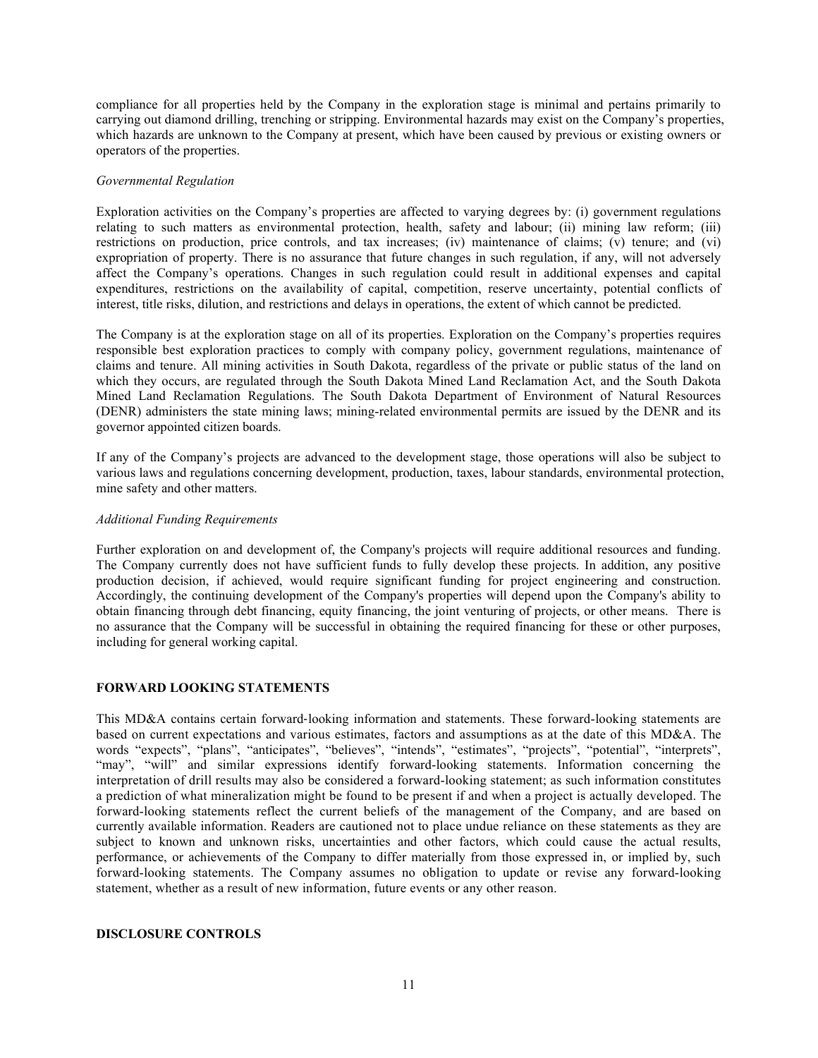compliance for all properties held by the Company in the exploration stage is minimal and pertains primarily to carrying out diamond drilling, trenching or stripping. Environmental hazards may exist on the Company's properties, which hazards are unknown to the Company at present, which have been caused by previous or existing owners or operators of the properties.

*Governmental Regulation*

Exploration activities on the Company's properties are affected to varying degrees by: (i) government regulations relating to such matters as environmental protection, health, safety and labour; (ii) mining law reform; (iii) restrictions on production, price controls, and tax increases; (iv) maintenance of claims; (v) tenure; and (vi) expropriation of property. There is no assurance that future changes in such regulation, if any, will not adversely affect the Company's operations. Changes in such regulation could result in additional expenses and capital expenditures, restrictions on the availability of capital, competition, reserve uncertainty, potential conflicts of interest, title risks, dilution, and restrictions and delays in operations, the extent of which cannot be predicted.

The Company is at the exploration stage on all of its properties. Exploration on the Company's properties requires responsible best exploration practices to comply with company policy, government regulations, maintenance of claims and tenure. All mining activities in South Dakota, regardless of the private or public status of the land on which they occurs, are regulated through the South Dakota Mined Land Reclamation Act, and the South Dakota Mined Land Reclamation Regulations. The South Dakota Department of Environment of Natural Resources (DENR) administers the state mining laws; mining-related environmental permits are issued by the DENR and its governor appointed citizen boards.

If any of the Company's projects are advanced to the development stage, those operations will also be subject to various laws and regulations concerning development, production, taxes, labour standards, environmental protection, mine safety and other matters.

*Additional Funding Requirements*

Further exploration on and development of, the Company's projects will require additional resources and funding. The Company currently does not have sufficient funds to fully develop these projects. In addition, any positive production decision, if achieved, would require significant funding for project engineering and construction. Accordingly, the continuing development of the Company's properties will depend upon the Company's ability to obtain financing through debt financing, equity financing, the joint venturing of projects, or other means. There is no assurance that the Company will be successful in obtaining the required financing for these or other purposes, including for general working capital.

**FORWARD LOOKING STATEMENTS**

This MD&A contains certain forward-looking information and statements. These forward-looking statements are based on current expectations and various estimates, factors and assumptions as at the date of this MD&A. The words "expects", "plans", "anticipates", "believes", "intends", "estimates", "projects", "potential", "interprets", "may", "will" and similar expressions identify forward-looking statements. Information concerning the interpretation of drill results may also be considered a forward-looking statement; as such information constitutes a prediction of what mineralization might be found to be present if and when a project is actually developed. The forward-looking statements reflect the current beliefs of the management of the Company, and are based on currently available information. Readers are cautioned not to place undue reliance on these statements as they are subject to known and unknown risks, uncertainties and other factors, which could cause the actual results, performance, or achievements of the Company to differ materially from those expressed in, or implied by, such forward-looking statements. The Company assumes no obligation to update or revise any forward-looking statement, whether as a result of new information, future events or any other reason.

**DISCLOSURE CONTROLS**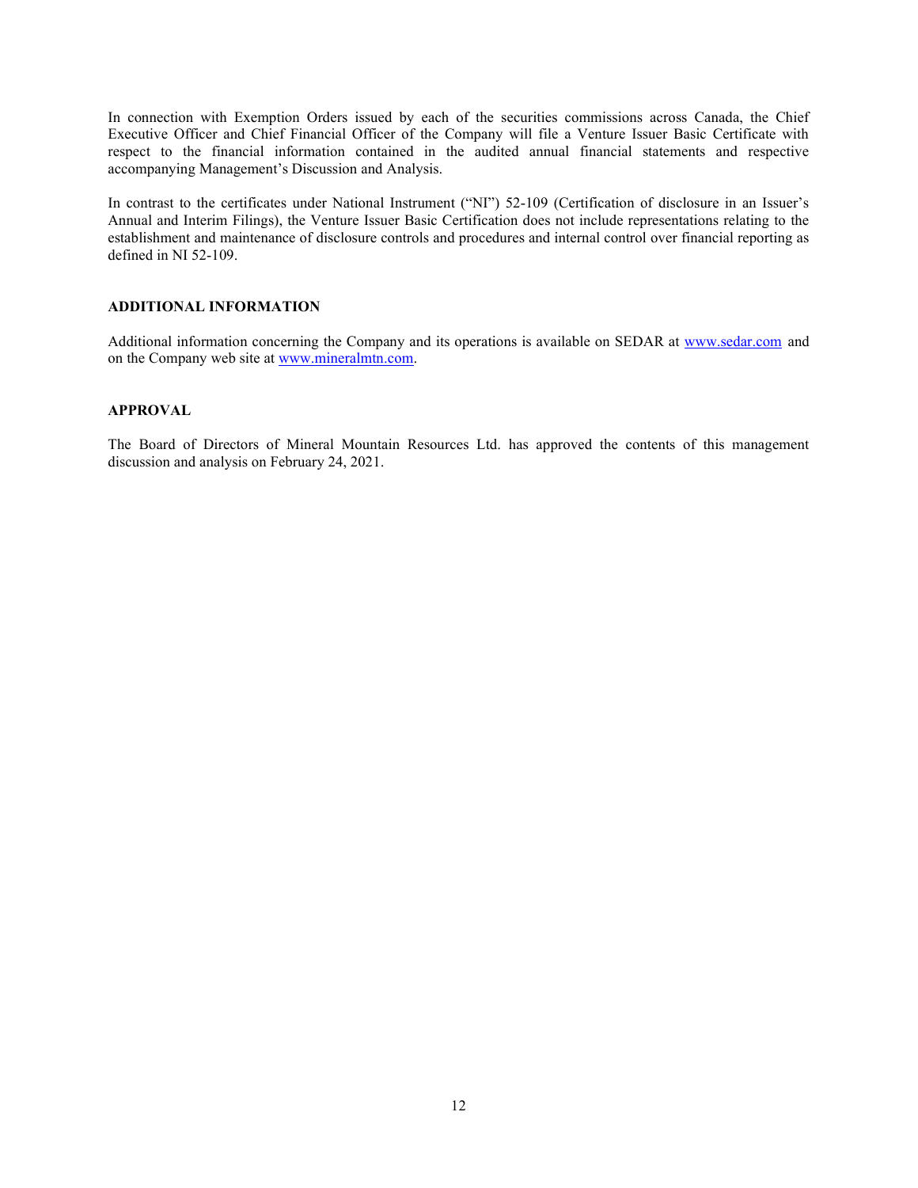In connection with Exemption Orders issued by each of the securities commissions across Canada, the Chief Executive Officer and Chief Financial Officer of the Company will file a Venture Issuer Basic Certificate with respect to the financial information contained in the audited annual financial statements and respective accompanying Management's Discussion and Analysis.

In contrast to the certificates under National Instrument ("NI") 52-109 (Certification of disclosure in an Issuer's Annual and Interim Filings), the Venture Issuer Basic Certification does not include representations relating to the establishment and maintenance of disclosure controls and procedures and internal control over financial reporting as defined in NI 52-109.

## ADDITIONAL INFORMATION

Additional information concerning the Company and its operations is available on SEDAR at [www.sedar.com](http://www.sedar.com) and on the Company web site at [www.mineralmtn.com](http://www.mineralmtn.com).

## APPROVAL

The Board of Directors of Mineral Mountain Resources Ltd. has approved the contents of this management discussion and analysis on February 24, 2021.